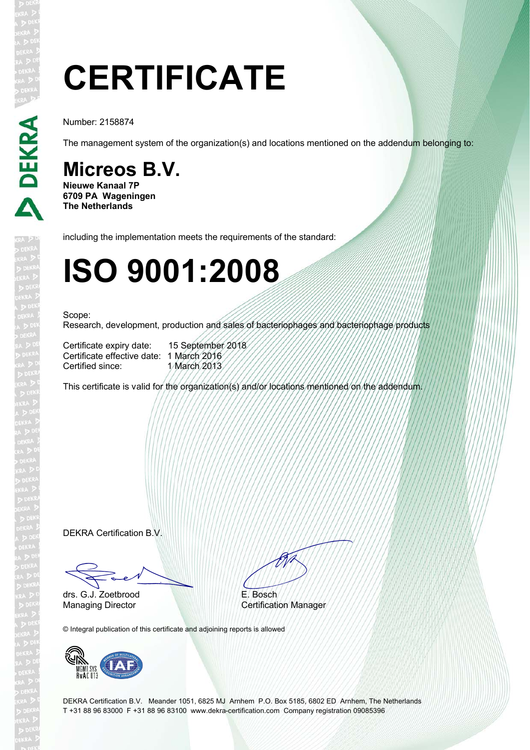# CERTIFICATE

Number: 2158874

The management system of the organization(s) and locations mentioned on the addendum belonging to:

## Micreos B.V.

**Nieuwe Kanaal 7P**
**6709 PA Wageningen**
**The Netherlands**

including the implementation meets the requirements of the standard:

# ISO 9001:2008

Scope:
Research, development, production and sales of bacteriophages and bacteriophage products

Certificate expiry date: 15 September 2018
Certificate effective date: 1 March 2016
Certified since: 1 March 2013

This certificate is valid for the organization(s) and/or locations mentioned on the addendum.

DEKRA Certification B.V.

drs. G.J. Zoetbrood
Managing Director

E. Bosch
Certification Manager

© Integral publication of this certificate and adjoining reports is allowed

MGMT.SYS RvA C 013

DEKRA Certification B.V. Meander 1051, 6825 MJ Arnhem P.O. Box 5185, 6802 ED Arnhem, The Netherlands
T +31 88 96 83000 F +31 88 96 83100 www.dekra-certification.com Company registration 09085396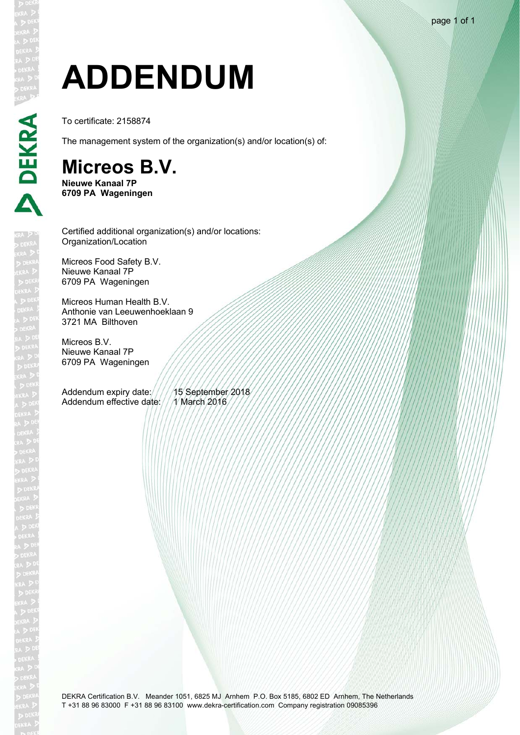# ADDENDUM

To certificate: 2158874

The management system of the organization(s) and/or location(s) of:

## Micreos B.V.

**Nieuwe Kanaal 7P**
**6709 PA Wageningen**

Certified additional organization(s) and/or locations:
Organization/Location

Micreos Food Safety B.V.
Nieuwe Kanaal 7P
6709 PA Wageningen

Micreos Human Health B.V.
Anthonie van Leeuwenhoeklaan 9
3721 MA Bilthoven

Micreos B.V.
Nieuwe Kanaal 7P
6709 PA Wageningen

Addendum expiry date: 15 September 2018
Addendum effective date: 1 March 2016

DEKRA Certification B.V. Meander 1051, 6825 MJ Arnhem P.O. Box 5185, 6802 ED Arnhem, The Netherlands
T +31 88 96 83000 F +31 88 96 83100 www.dekra-certification.com Company registration 09085396